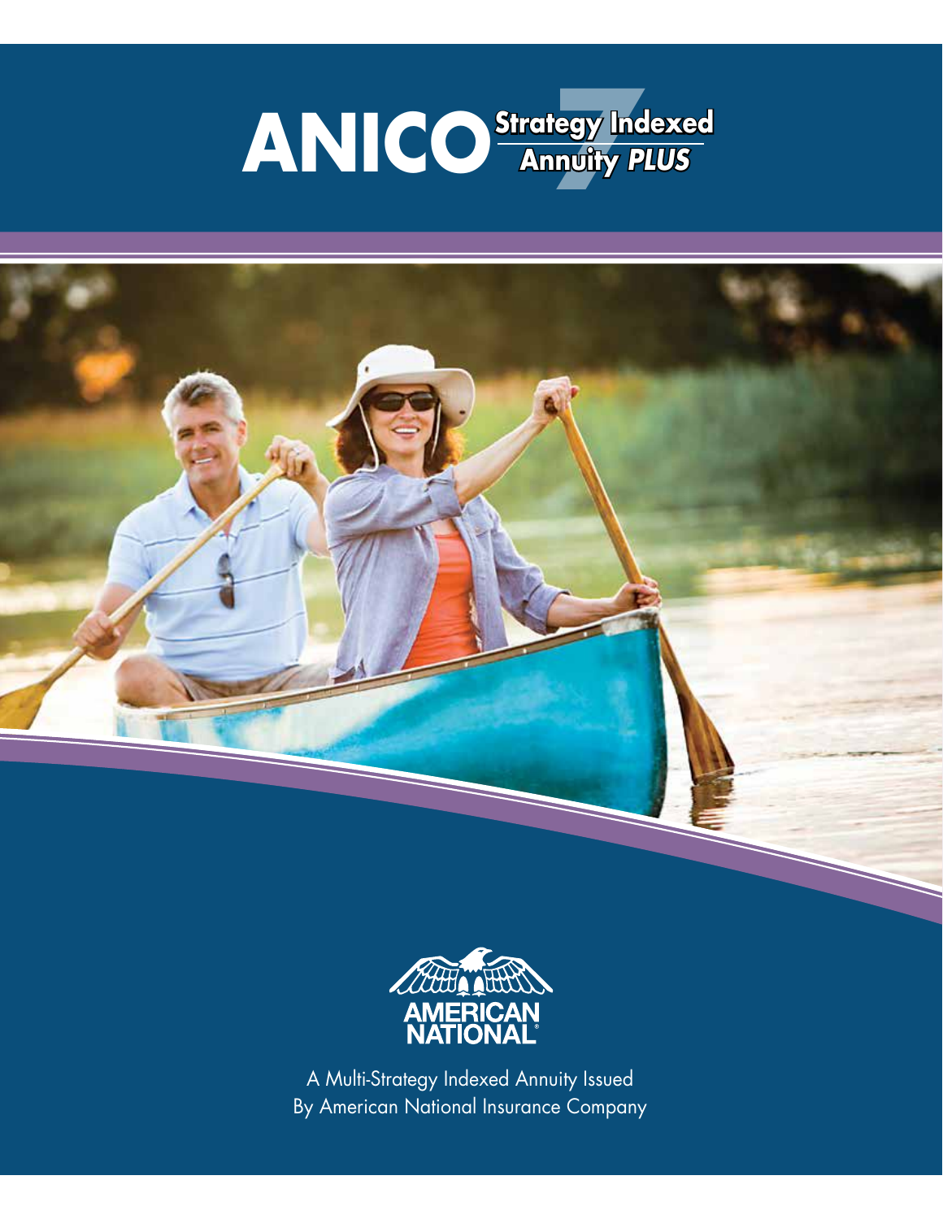# ANICO Strategy Indexed Annuity *PLUS* 7

AMERICAN NATIONAL

A Multi-Strategy Indexed Annuity Issued By American National Insurance Company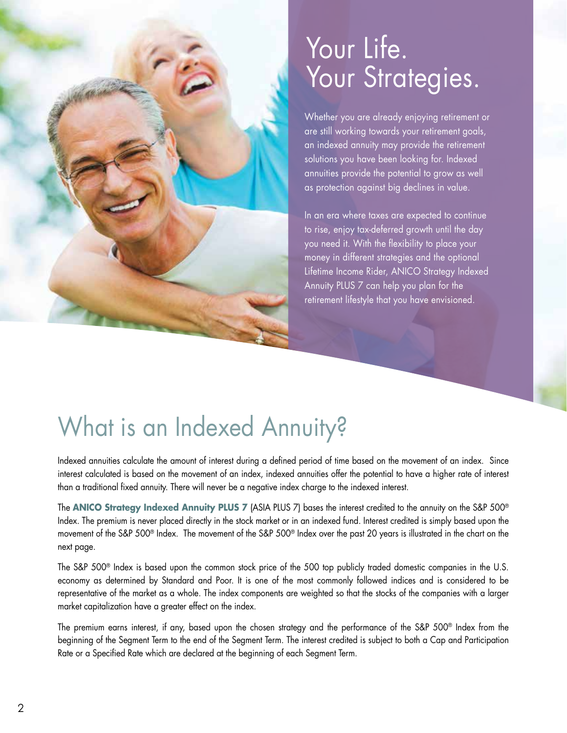# Your Life. Your Strategies.

Whether you are already enjoying retirement or are still working towards your retirement goals, an indexed annuity may provide the retirement solutions you have been looking for. Indexed annuities provide the potential to grow as well as protection against big declines in value.

In an era where taxes are expected to continue to rise, enjoy tax-deferred growth until the day you need it. With the flexibility to place your money in different strategies and the optional Lifetime Income Rider, ANICO Strategy Indexed Annuity PLUS 7 can help you plan for the retirement lifestyle that you have envisioned.

# What is an Indexed Annuity?

Indexed annuities calculate the amount of interest during a defined period of time based on the movement of an index. Since interest calculated is based on the movement of an index, indexed annuities offer the potential to have a higher rate of interest than a traditional fixed annuity. There will never be a negative index charge to the indexed interest.

The **ANICO Strategy Indexed Annuity PLUS 7** (ASIA PLUS 7) bases the interest credited to the annuity on the S&P 500® Index. The premium is never placed directly in the stock market or in an indexed fund. Interest credited is simply based upon the movement of the S&P 500® Index. The movement of the S&P 500® Index over the past 20 years is illustrated in the chart on the next page.

The S&P 500® Index is based upon the common stock price of the 500 top publicly traded domestic companies in the U.S. economy as determined by Standard and Poor. It is one of the most commonly followed indices and is considered to be representative of the market as a whole. The index components are weighted so that the stocks of the companies with a larger market capitalization have a greater effect on the index.

The premium earns interest, if any, based upon the chosen strategy and the performance of the S&P 500® Index from the beginning of the Segment Term to the end of the Segment Term. The interest credited is subject to both a Cap and Participation Rate or a Specified Rate which are declared at the beginning of each Segment Term.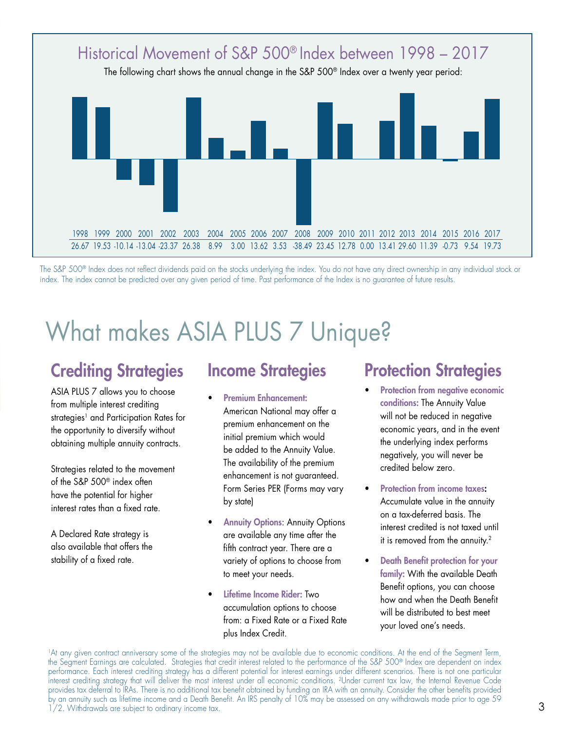## Historical Movement of S&P 500® Index between 1998 – 2017

The following chart shows the annual change in the S&P 500® Index over a twenty year period:

1998 1999 2000 2001 2002 2003 2004 2005 2006 2007 2008 2009 2010 2011 2012 2013 2014 2015 2016 2017

26.67 19.53 -10.14 -13.04 -23.37 26.38 8.99 3.00 13.62 3.53 -38.49 23.45 12.78 0.00 13.41 29.60 11.39 -0.73 9.54 19.73

The S&P 500® Index does not reflect dividends paid on the stocks underlying the index. You do not have any direct ownership in any individual stock or index. The index cannot be predicted over any given period of time. Past performance of the Index is no guarantee of future results.

# What makes ASIA PLUS 7 Unique?

## Crediting Strategies

ASIA PLUS 7 allows you to choose from multiple interest crediting strategies[1] and Participation Rates for the opportunity to diversify without obtaining multiple annuity contracts.

Strategies related to the movement of the S&P 500® index often have the potential for higher interest rates than a fixed rate.

A Declared Rate strategy is also available that offers the stability of a fixed rate.

## Income Strategies

- **Premium Enhancement:** American National may offer a premium enhancement on the initial premium which would be added to the Annuity Value. The availability of the premium enhancement is not guaranteed. Form Series PER (Forms may vary by state)
- **Annuity Options**: Annuity Options are available any time after the fifth contract year. There are a variety of options to choose from to meet your needs.
- **Lifetime Income Rider:** Two accumulation options to choose from: a Fixed Rate or a Fixed Rate plus Index Credit.

## Protection Strategies

- **Protection from negative economic conditions:** The Annuity Value will not be reduced in negative economic years, and in the event the underlying index performs negatively, you will never be credited below zero.
- **Protection from income taxes:** Accumulate value in the annuity on a tax-deferred basis. The interest credited is not taxed until it is removed from the annuity.[2]
- **Death Benefit protection for your family:** With the available Death Benefit options, you can choose how and when the Death Benefit will be distributed to best meet your loved one's needs.

[1]At any given contract anniversary some of the strategies may not be available due to economic conditions. At the end of the Segment Term, the Segment Earnings are calculated. Strategies that credit interest related to the performance of the S&P 500® Index are dependent on index performance. Each interest crediting strategy has a different potential for interest earnings under different scenarios. There is not one particular interest crediting strategy that will deliver the most interest under all economic conditions. [2]Under current tax law, the Internal Revenue Code provides tax deferral to IRAs. There is no additional tax benefit obtained by funding an IRA with an annuity. Consider the other benefits provided by an annuity such as lifetime income and a Death Benefit. An IRS penalty of 10% may be assessed on any withdrawals made prior to age 59 1/2. Withdrawals are subject to ordinary income tax.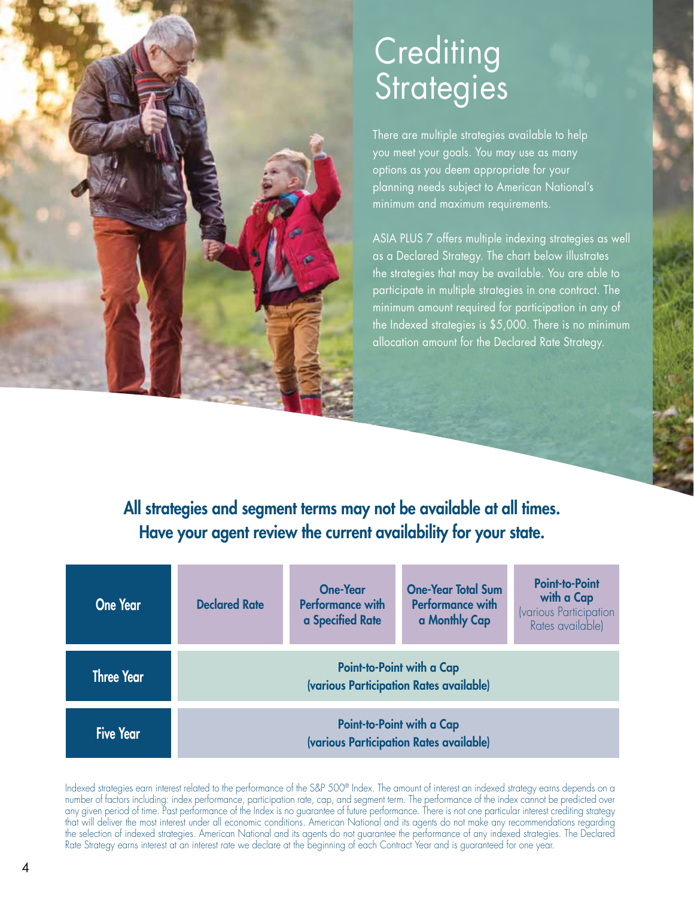# Crediting Strategies

There are multiple strategies available to help you meet your goals. You may use as many options as you deem appropriate for your planning needs subject to American National's minimum and maximum requirements.

ASIA PLUS 7 offers multiple indexing strategies as well as a Declared Strategy. The chart below illustrates the strategies that may be available. You are able to participate in multiple strategies in one contract. The minimum amount required for participation in any of the Indexed strategies is $5,000. There is no minimum allocation amount for the Declared Rate Strategy.

**All strategies and segment terms may not be available at all times. Have your agent review the current availability for your state.**

| | | | | |
|---|---|---|---|---|
| **One Year** | **Declared Rate** | **One-Year Performance with a Specified Rate** | **One-Year Total Sum Performance with a Monthly Cap** | **Point-to-Point with a Cap** (various Participation Rates available) |
| **Three Year** | **Point-to-Point with a Cap (various Participation Rates available)** | | | |
| **Five Year** | **Point-to-Point with a Cap (various Participation Rates available)** | | | |

Indexed strategies earn interest related to the performance of the S&P 500® Index. The amount of interest an indexed strategy earns depends on a number of factors including: index performance, participation rate, cap, and segment term. The performance of the index cannot be predicted over any given period of time. Past performance of the Index is no guarantee of future performance. There is not one particular interest crediting strategy that will deliver the most interest under all economic conditions. American National and its agents do not make any recommendations regarding the selection of indexed strategies. American National and its agents do not guarantee the performance of any indexed strategies. The Declared Rate Strategy earns interest at an interest rate we declare at the beginning of each Contract Year and is guaranteed for one year.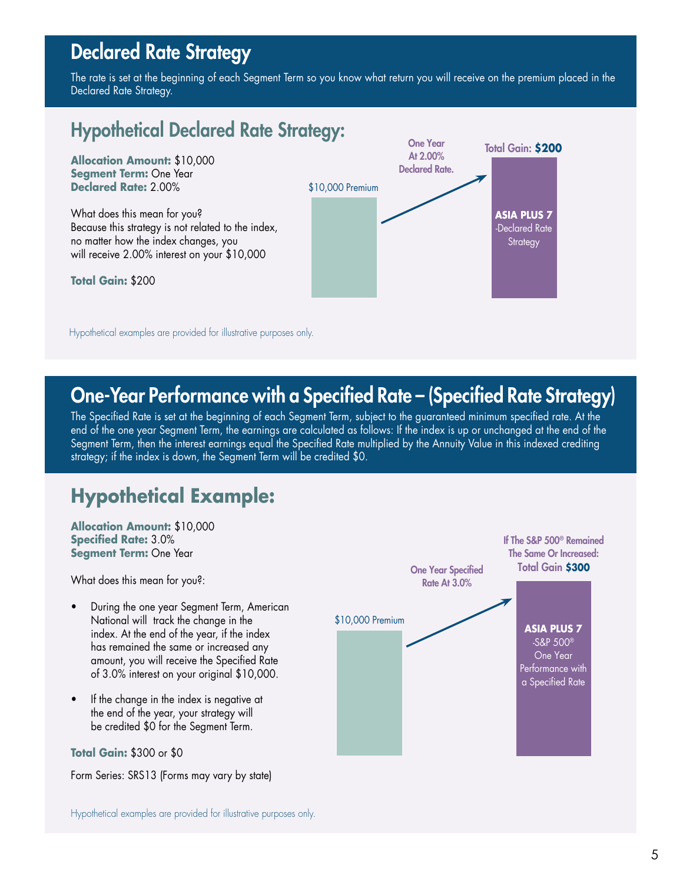## Declared Rate Strategy

The rate is set at the beginning of each Segment Term so you know what return you will receive on the premium placed in the Declared Rate Strategy.

### Hypothetical Declared Rate Strategy:

**Allocation Amount:** $10,000
**Segment Term:** One Year
**Declared Rate:** 2.00%

What does this mean for you?
Because this strategy is not related to the index, no matter how the index changes, you will receive 2.00% interest on your $10,000

**Total Gain:** $200

$10,000 Premium

One Year At 2.00% Declared Rate.

Total Gain: **$200**

**ASIA PLUS 7**
-Declared Rate Strategy

Hypothetical examples are provided for illustrative purposes only.

## One-Year Performance with a Specified Rate – (Specified Rate Strategy)

The Specified Rate is set at the beginning of each Segment Term, subject to the guaranteed minimum specified rate. At the end of the one year Segment Term, the earnings are calculated as follows: If the index is up or unchanged at the end of the Segment Term, then the interest earnings equal the Specified Rate multiplied by the Annuity Value in this indexed crediting strategy; if the index is down, the Segment Term will be credited $0.

### Hypothetical Example:

**Allocation Amount:** $10,000
**Specified Rate:** 3.0%
**Segment Term:** One Year

What does this mean for you?:

- During the one year Segment Term, American National will track the change in the index. At the end of the year, if the index has remained the same or increased any amount, you will receive the Specified Rate of 3.0% interest on your original $10,000.
- If the change in the index is negative at the end of the year, your strategy will be credited $0 for the Segment Term.

**Total Gain:** $300 or $0

Form Series: SRS13 (Forms may vary by state)

$10,000 Premium

One Year Specified Rate At 3.0%

If The S&P 500® Remained The Same Or Increased: Total Gain **$300**

**ASIA PLUS 7**
-S&P 500®
One Year Performance with a Specified Rate

Hypothetical examples are provided for illustrative purposes only.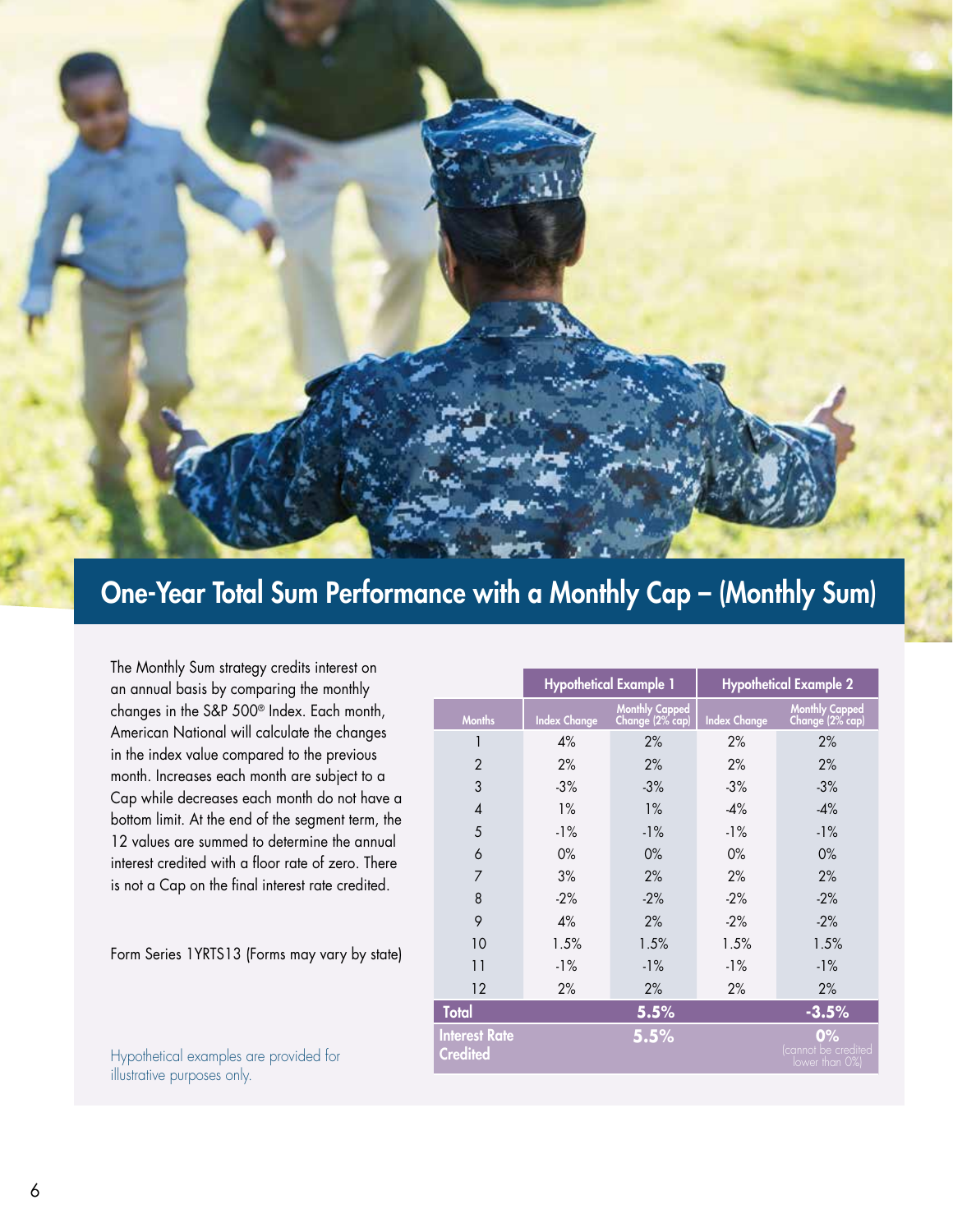## One-Year Total Sum Performance with a Monthly Cap – (Monthly Sum)

The Monthly Sum strategy credits interest on an annual basis by comparing the monthly changes in the S&P 500® Index. Each month, American National will calculate the changes in the index value compared to the previous month. Increases each month are subject to a Cap while decreases each month do not have a bottom limit. At the end of the segment term, the 12 values are summed to determine the annual interest credited with a floor rate of zero. There is not a Cap on the final interest rate credited.

Form Series 1YRTS13 (Forms may vary by state)

Hypothetical examples are provided for illustrative purposes only.

| | Hypothetical Example 1 | | Hypothetical Example 2 | |
|---|---|---|---|---|
| Months | Index Change | Monthly Capped Change (2% cap) | Index Change | Monthly Capped Change (2% cap) |
| 1 | 4% | 2% | 2% | 2% |
| 2 | 2% | 2% | 2% | 2% |
| 3 | -3% | -3% | -3% | -3% |
| 4 | 1% | 1% | -4% | -4% |
| 5 | -1% | -1% | -1% | -1% |
| 6 | 0% | 0% | 0% | 0% |
| 7 | 3% | 2% | 2% | 2% |
| 8 | -2% | -2% | -2% | -2% |
| 9 | 4% | 2% | -2% | -2% |
| 10 | 1.5% | 1.5% | 1.5% | 1.5% |
| 11 | -1% | -1% | -1% | -1% |
| 12 | 2% | 2% | 2% | 2% |
| **Total** | | **5.5%** | | **-3.5%** |
| **Interest Rate Credited** | | **5.5%** | | **0%** (cannot be credited lower than 0%) |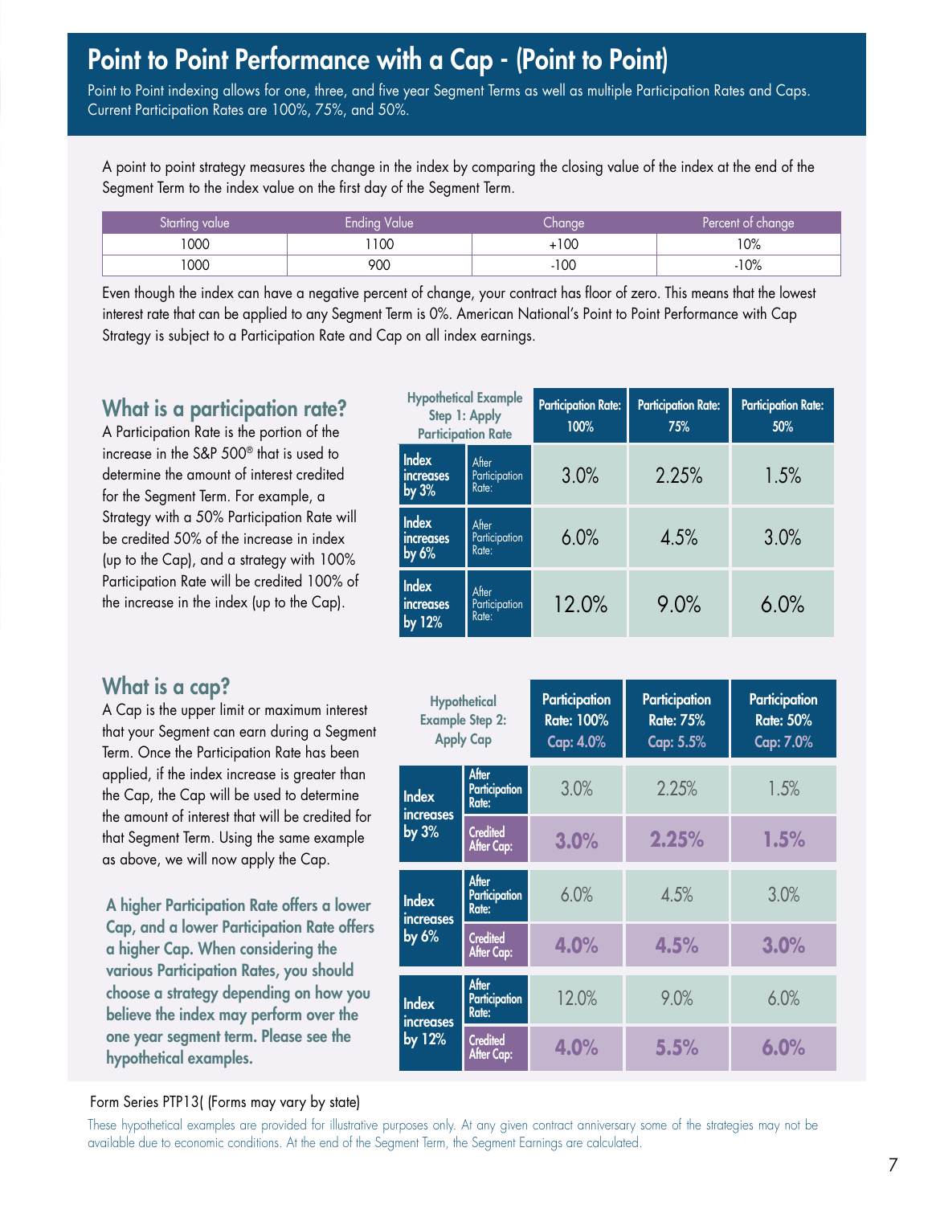# Point to Point Performance with a Cap - (Point to Point)

Point to Point indexing allows for one, three, and five year Segment Terms as well as multiple Participation Rates and Caps. Current Participation Rates are 100%, 75%, and 50%.

A point to point strategy measures the change in the index by comparing the closing value of the index at the end of the Segment Term to the index value on the first day of the Segment Term.

| Starting value | Ending Value | Change | Percent of change |
|---|---|---|---|
| 1000 | 1100 | +100 | 10% |
| 1000 | 900 | -100 | -10% |

Even though the index can have a negative percent of change, your contract has floor of zero. This means that the lowest interest rate that can be applied to any Segment Term is 0%. American National's Point to Point Performance with Cap Strategy is subject to a Participation Rate and Cap on all index earnings.

## What is a participation rate?

A Participation Rate is the portion of the increase in the S&P 500® that is used to determine the amount of interest credited for the Segment Term. For example, a Strategy with a 50% Participation Rate will be credited 50% of the increase in index (up to the Cap), and a strategy with 100% Participation Rate will be credited 100% of the increase in the index (up to the Cap).

| Hypothetical Example Step 1: Apply Participation Rate | | Participation Rate: 100% | Participation Rate: 75% | Participation Rate: 50% |
|---|---|---|---|---|
| Index increases by 3% | After Participation Rate: | 3.0% | 2.25% | 1.5% |
| Index increases by 6% | After Participation Rate: | 6.0% | 4.5% | 3.0% |
| Index increases by 12% | After Participation Rate: | 12.0% | 9.0% | 6.0% |

## What is a cap?

A Cap is the upper limit or maximum interest that your Segment can earn during a Segment Term. Once the Participation Rate has been applied, if the index increase is greater than the Cap, the Cap will be used to determine the amount of interest that will be credited for that Segment Term. Using the same example as above, we will now apply the Cap.

**A higher Participation Rate offers a lower Cap, and a lower Participation Rate offers a higher Cap. When considering the various Participation Rates, you should choose a strategy depending on how you believe the index may perform over the one year segment term. Please see the hypothetical examples.**

| Hypothetical Example Step 2: Apply Cap | | Participation Rate: 100% Cap: 4.0% | Participation Rate: 75% Cap: 5.5% | Participation Rate: 50% Cap: 7.0% |
|---|---|---|---|---|
| Index increases by 3% | After Participation Rate: | 3.0% | 2.25% | 1.5% |
| | Credited After Cap: | **3.0%** | **2.25%** | **1.5%** |
| Index increases by 6% | After Participation Rate: | 6.0% | 4.5% | 3.0% |
| | Credited After Cap: | **4.0%** | **4.5%** | **3.0%** |
| Index increases by 12% | After Participation Rate: | 12.0% | 9.0% | 6.0% |
| | Credited After Cap: | **4.0%** | **5.5%** | **6.0%** |

Form Series PTP13( (Forms may vary by state)

These hypothetical examples are provided for illustrative purposes only. At any given contract anniversary some of the strategies may not be available due to economic conditions. At the end of the Segment Term, the Segment Earnings are calculated.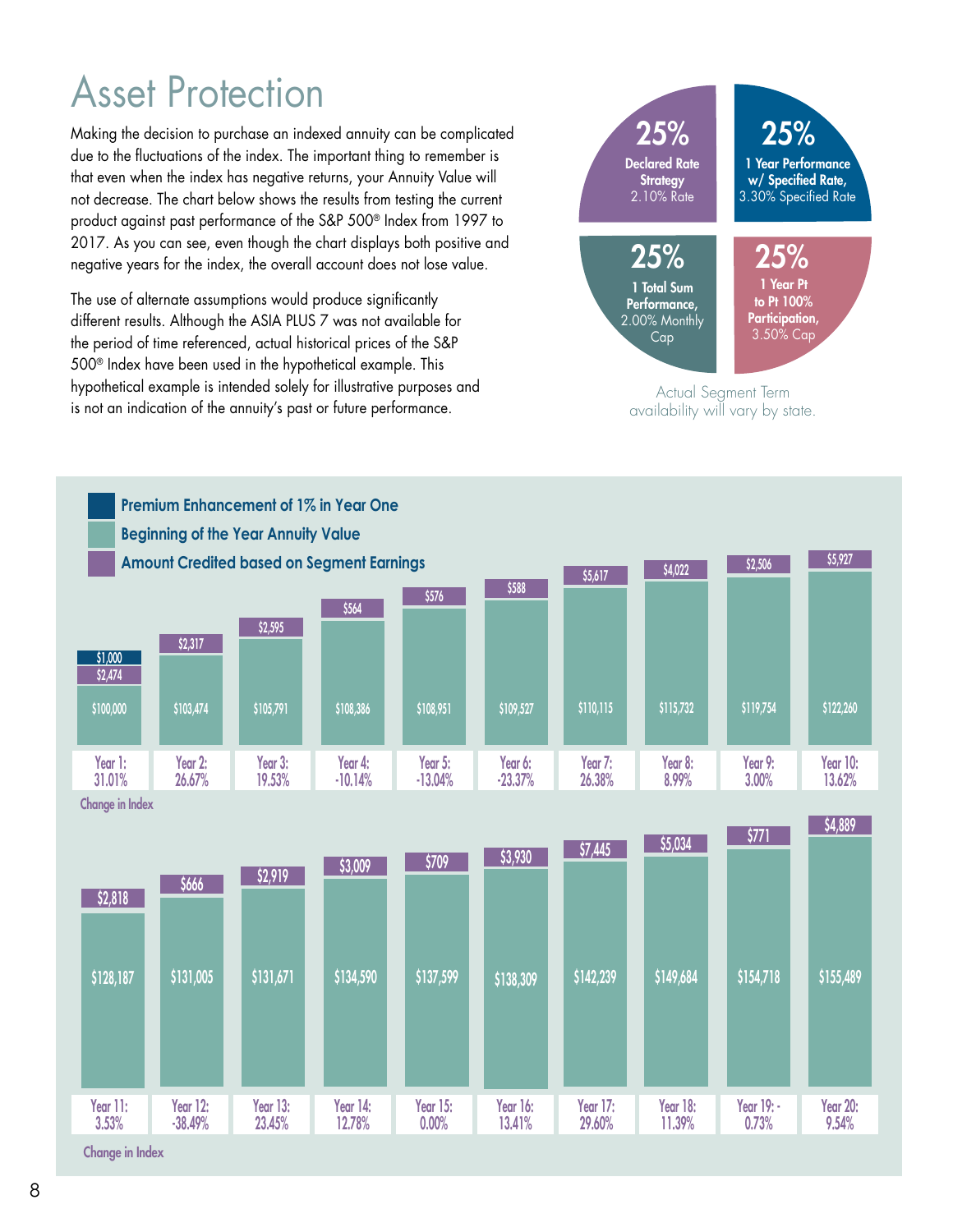# Asset Protection

Making the decision to purchase an indexed annuity can be complicated due to the fluctuations of the index. The important thing to remember is that even when the index has negative returns, your Annuity Value will not decrease. The chart below shows the results from testing the current product against past performance of the S&P 500® Index from 1997 to 2017. As you can see, even though the chart displays both positive and negative years for the index, the overall account does not lose value.

The use of alternate assumptions would produce significantly different results. Although the ASIA PLUS 7 was not available for the period of time referenced, actual historical prices of the S&P 500® Index have been used in the hypothetical example. This hypothetical example is intended solely for illustrative purposes and is not an indication of the annuity's past or future performance.

25% Declared Rate Strategy 2.10% Rate

25% 1 Year Performance w/ Specified Rate, 3.30% Specified Rate

25% 1 Total Sum Performance, 2.00% Monthly Cap

25% 1 Year Pt to Pt 100% Participation, 3.50% Cap

Actual Segment Term availability will vary by state.

Premium Enhancement of 1% in Year One

Beginning of the Year Annuity Value

Amount Credited based on Segment Earnings

$1,000
$2,474
$100,000
Year 1: 31.01%

$2,317
$103,474
Year 2: 26.67%

$2,595
$105,791
Year 3: 19.53%

$564
$108,386
Year 4: -10.14%

$576
$108,951
Year 5: -13.04%

$588
$109,527
Year 6: -23.37%

$5,617
$110,115
Year 7: 26.38%

$4,022
$115,732
Year 8: 8.99%

$2,506
$119,754
Year 9: 3.00%

$5,927
$122,260
Year 10: 13.62%

Change in Index

$2,818
$128,187
Year 11: 3.53%

$666
$131,005
Year 12: -38.49%

$2,919
$131,671
Year 13: 23.45%

$3,009
$134,590
Year 14: 12.78%

$709
$137,599
Year 15: 0.00%

$3,930
$138,309
Year 16: 13.41%

$7,445
$142,239
Year 17: 29.60%

$5,034
$149,684
Year 18: 11.39%

$771
$154,718
Year 19: -0.73%

$4,889
$155,489
Year 20: 9.54%

Change in Index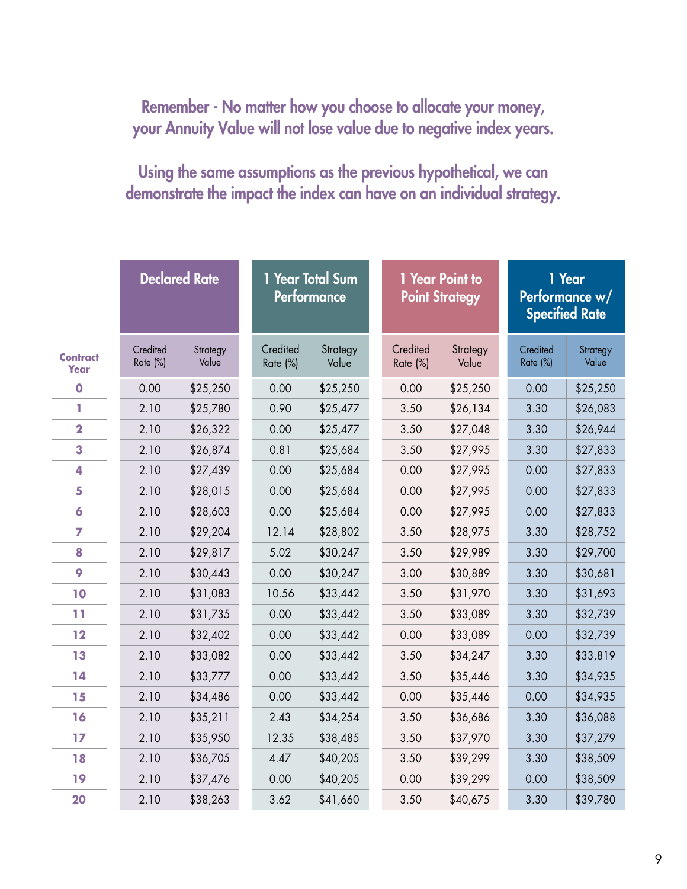**Remember - No matter how you choose to allocate your money, your Annuity Value will not lose value due to negative index years.**

**Using the same assumptions as the previous hypothetical, we can demonstrate the impact the index can have on an individual strategy.**

| | Declared Rate | | 1 Year Total Sum Performance | | 1 Year Point to Point Strategy | | 1 Year Performance w/ Specified Rate | |
|---|---|---|---|---|---|---|---|---|
| Contract Year | Credited Rate (%) | Strategy Value | Credited Rate (%) | Strategy Value | Credited Rate (%) | Strategy Value | Credited Rate (%) | Strategy Value |
| 0 | 0.00 | $25,250 | 0.00 | $25,250 | 0.00 | $25,250 | 0.00 | $25,250 |
| 1 | 2.10 | $25,780 | 0.90 | $25,477 | 3.50 | $26,134 | 3.30 | $26,083 |
| 2 | 2.10 | $26,322 | 0.00 | $25,477 | 3.50 | $27,048 | 3.30 | $26,944 |
| 3 | 2.10 | $26,874 | 0.81 | $25,684 | 3.50 | $27,995 | 3.30 | $27,833 |
| 4 | 2.10 | $27,439 | 0.00 | $25,684 | 0.00 | $27,995 | 0.00 | $27,833 |
| 5 | 2.10 | $28,015 | 0.00 | $25,684 | 0.00 | $27,995 | 0.00 | $27,833 |
| 6 | 2.10 | $28,603 | 0.00 | $25,684 | 0.00 | $27,995 | 0.00 | $27,833 |
| 7 | 2.10 | $29,204 | 12.14 | $28,802 | 3.50 | $28,975 | 3.30 | $28,752 |
| 8 | 2.10 | $29,817 | 5.02 | $30,247 | 3.50 | $29,989 | 3.30 | $29,700 |
| 9 | 2.10 | $30,443 | 0.00 | $30,247 | 3.00 | $30,889 | 3.30 | $30,681 |
| 10 | 2.10 | $31,083 | 10.56 | $33,442 | 3.50 | $31,970 | 3.30 | $31,693 |
| 11 | 2.10 | $31,735 | 0.00 | $33,442 | 3.50 | $33,089 | 3.30 | $32,739 |
| 12 | 2.10 | $32,402 | 0.00 | $33,442 | 0.00 | $33,089 | 0.00 | $32,739 |
| 13 | 2.10 | $33,082 | 0.00 | $33,442 | 3.50 | $34,247 | 3.30 | $33,819 |
| 14 | 2.10 | $33,777 | 0.00 | $33,442 | 3.50 | $35,446 | 3.30 | $34,935 |
| 15 | 2.10 | $34,486 | 0.00 | $33,442 | 0.00 | $35,446 | 0.00 | $34,935 |
| 16 | 2.10 | $35,211 | 2.43 | $34,254 | 3.50 | $36,686 | 3.30 | $36,088 |
| 17 | 2.10 | $35,950 | 12.35 | $38,485 | 3.50 | $37,970 | 3.30 | $37,279 |
| 18 | 2.10 | $36,705 | 4.47 | $40,205 | 3.50 | $39,299 | 3.30 | $38,509 |
| 19 | 2.10 | $37,476 | 0.00 | $40,205 | 0.00 | $39,299 | 0.00 | $38,509 |
| 20 | 2.10 | $38,263 | 3.62 | $41,660 | 3.50 | $40,675 | 3.30 | $39,780 |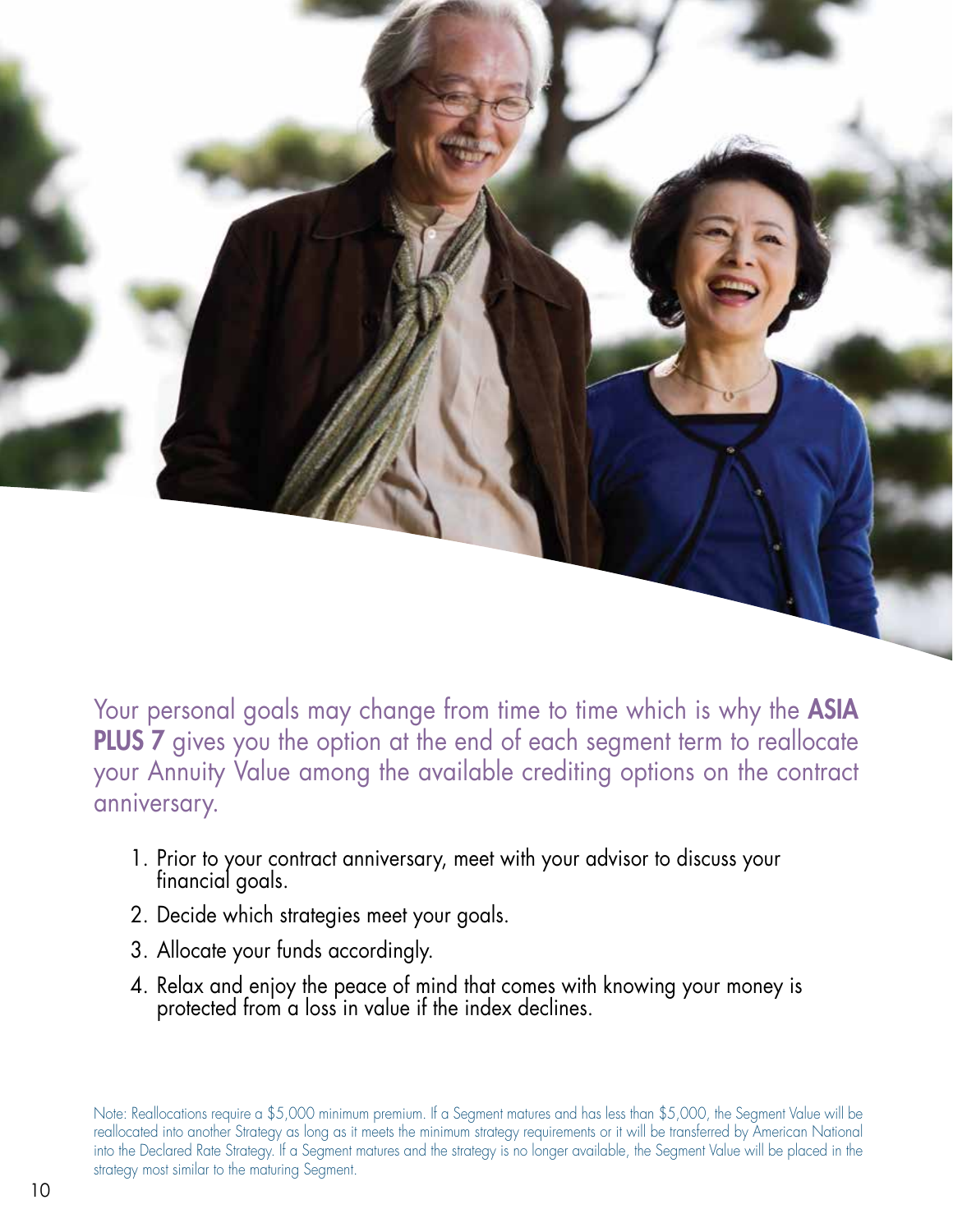Your personal goals may change from time to time which is why the **ASIA PLUS 7** gives you the option at the end of each segment term to reallocate your Annuity Value among the available crediting options on the contract anniversary.

1. Prior to your contract anniversary, meet with your advisor to discuss your financial goals.
2. Decide which strategies meet your goals.
3. Allocate your funds accordingly.
4. Relax and enjoy the peace of mind that comes with knowing your money is protected from a loss in value if the index declines.

Note: Reallocations require a $5,000 minimum premium. If a Segment matures and has less than $5,000, the Segment Value will be reallocated into another Strategy as long as it meets the minimum strategy requirements or it will be transferred by American National into the Declared Rate Strategy. If a Segment matures and the strategy is no longer available, the Segment Value will be placed in the strategy most similar to the maturing Segment.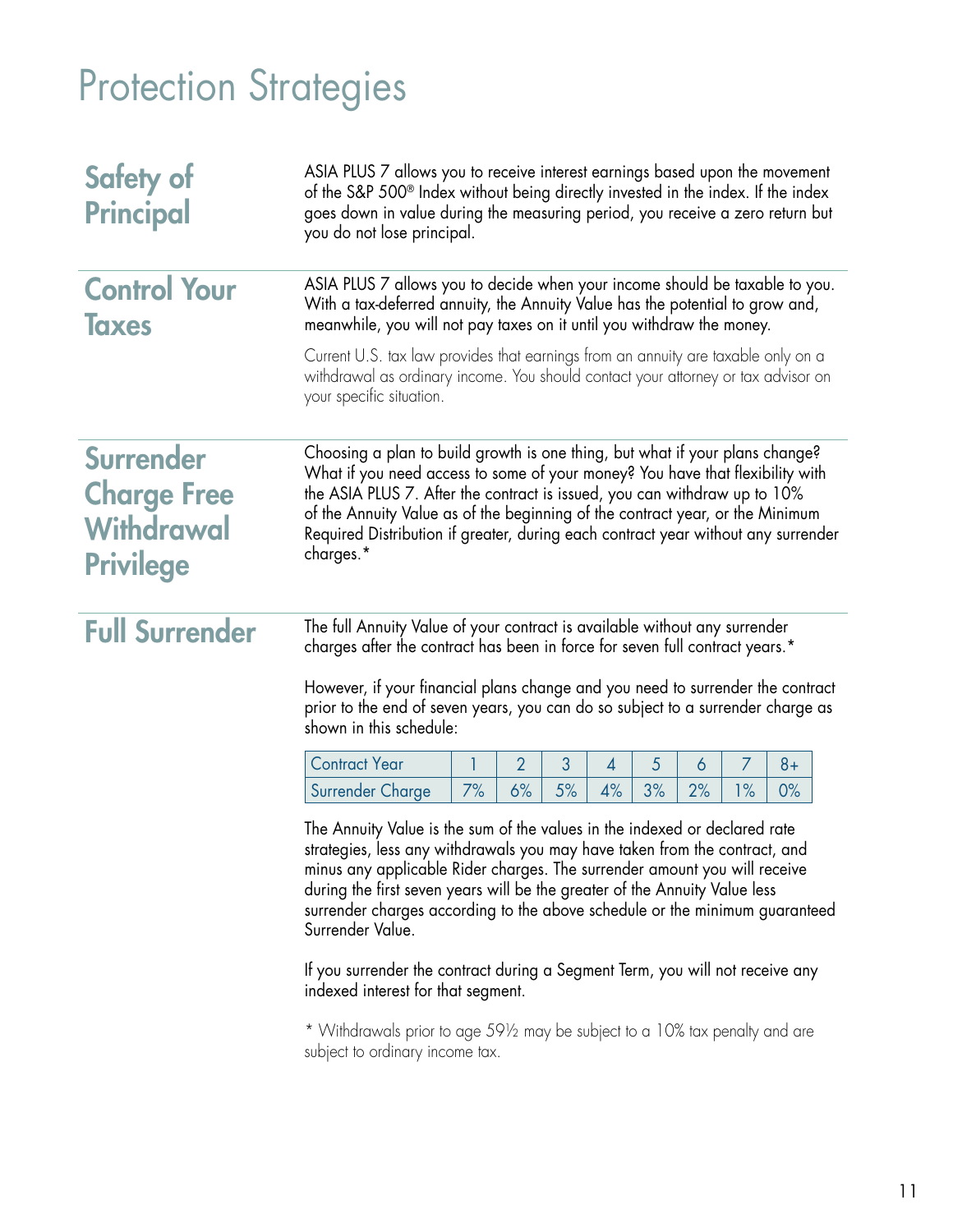# Protection Strategies

## Safety of Principal

ASIA PLUS 7 allows you to receive interest earnings based upon the movement of the S&P 500® Index without being directly invested in the index. If the index goes down in value during the measuring period, you receive a zero return but you do not lose principal.

## Control Your Taxes

ASIA PLUS 7 allows you to decide when your income should be taxable to you. With a tax-deferred annuity, the Annuity Value has the potential to grow and, meanwhile, you will not pay taxes on it until you withdraw the money.

Current U.S. tax law provides that earnings from an annuity are taxable only on a withdrawal as ordinary income. You should contact your attorney or tax advisor on your specific situation.

## Surrender Charge Free Withdrawal Privilege

Choosing a plan to build growth is one thing, but what if your plans change? What if you need access to some of your money? You have that flexibility with the ASIA PLUS 7. After the contract is issued, you can withdraw up to 10% of the Annuity Value as of the beginning of the contract year, or the Minimum Required Distribution if greater, during each contract year without any surrender charges.*

## Full Surrender

The full Annuity Value of your contract is available without any surrender charges after the contract has been in force for seven full contract years.*

However, if your financial plans change and you need to surrender the contract prior to the end of seven years, you can do so subject to a surrender charge as shown in this schedule:

| Contract Year | 1 | 2 | 3 | 4 | 5 | 6 | 7 | 8+ |
|---|---|---|---|---|---|---|---|---|
| Surrender Charge | 7% | 6% | 5% | 4% | 3% | 2% | 1% | 0% |

The Annuity Value is the sum of the values in the indexed or declared rate strategies, less any withdrawals you may have taken from the contract, and minus any applicable Rider charges. The surrender amount you will receive during the first seven years will be the greater of the Annuity Value less surrender charges according to the above schedule or the minimum guaranteed Surrender Value.

If you surrender the contract during a Segment Term, you will not receive any indexed interest for that segment.

* Withdrawals prior to age 59½ may be subject to a 10% tax penalty and are subject to ordinary income tax.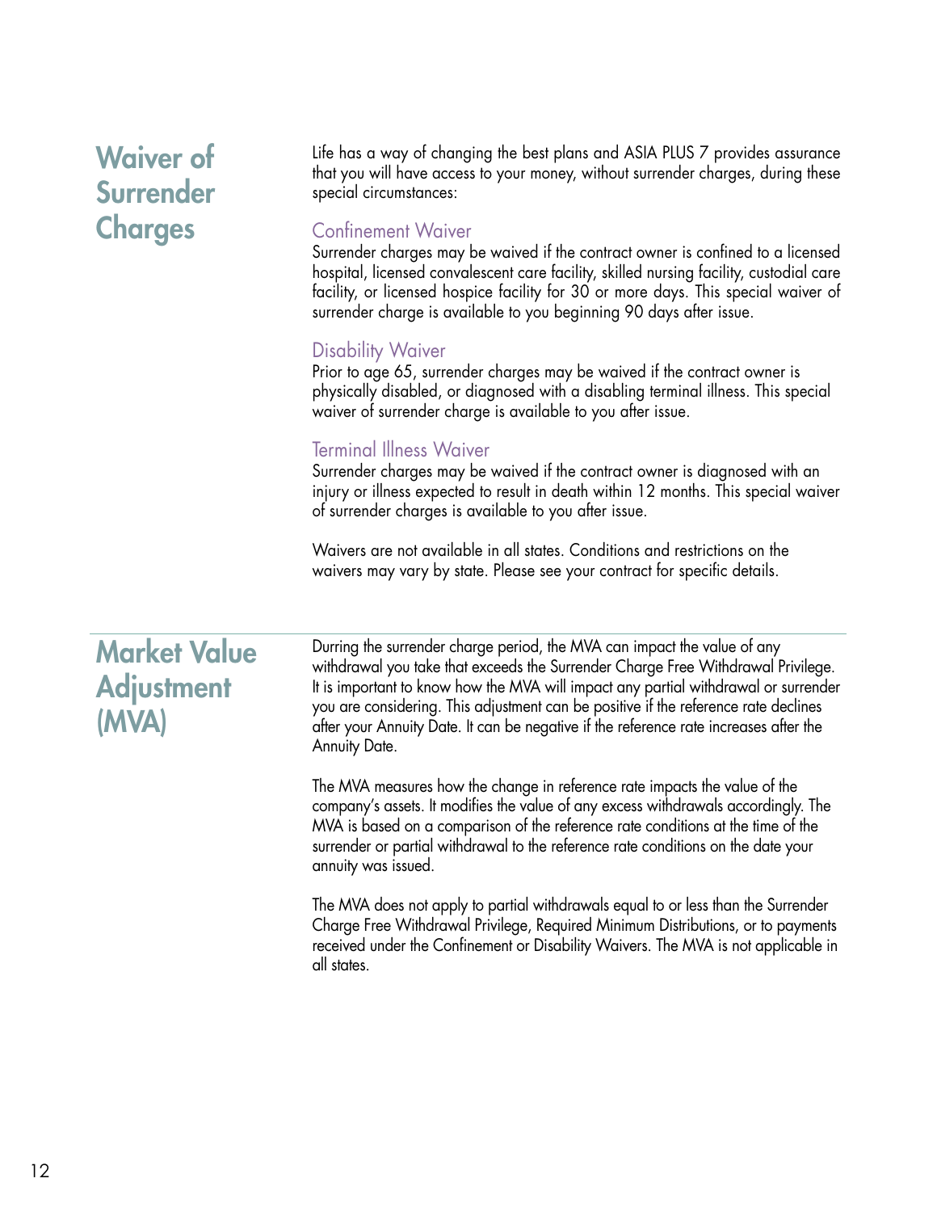## Waiver of Surrender Charges

Life has a way of changing the best plans and ASIA PLUS 7 provides assurance that you will have access to your money, without surrender charges, during these special circumstances:

### Confinement Waiver

Surrender charges may be waived if the contract owner is confined to a licensed hospital, licensed convalescent care facility, skilled nursing facility, custodial care facility, or licensed hospice facility for 30 or more days. This special waiver of surrender charge is available to you beginning 90 days after issue.

### Disability Waiver

Prior to age 65, surrender charges may be waived if the contract owner is physically disabled, or diagnosed with a disabling terminal illness. This special waiver of surrender charge is available to you after issue.

### Terminal Illness Waiver

Surrender charges may be waived if the contract owner is diagnosed with an injury or illness expected to result in death within 12 months. This special waiver of surrender charges is available to you after issue.

Waivers are not available in all states. Conditions and restrictions on the waivers may vary by state. Please see your contract for specific details.

## Market Value Adjustment (MVA)

During the surrender charge period, the MVA can impact the value of any withdrawal you take that exceeds the Surrender Charge Free Withdrawal Privilege. It is important to know how the MVA will impact any partial withdrawal or surrender you are considering. This adjustment can be positive if the reference rate declines after your Annuity Date. It can be negative if the reference rate increases after the Annuity Date.

The MVA measures how the change in reference rate impacts the value of the company's assets. It modifies the value of any excess withdrawals accordingly. The MVA is based on a comparison of the reference rate conditions at the time of the surrender or partial withdrawal to the reference rate conditions on the date your annuity was issued.

The MVA does not apply to partial withdrawals equal to or less than the Surrender Charge Free Withdrawal Privilege, Required Minimum Distributions, or to payments received under the Confinement or Disability Waivers. The MVA is not applicable in all states.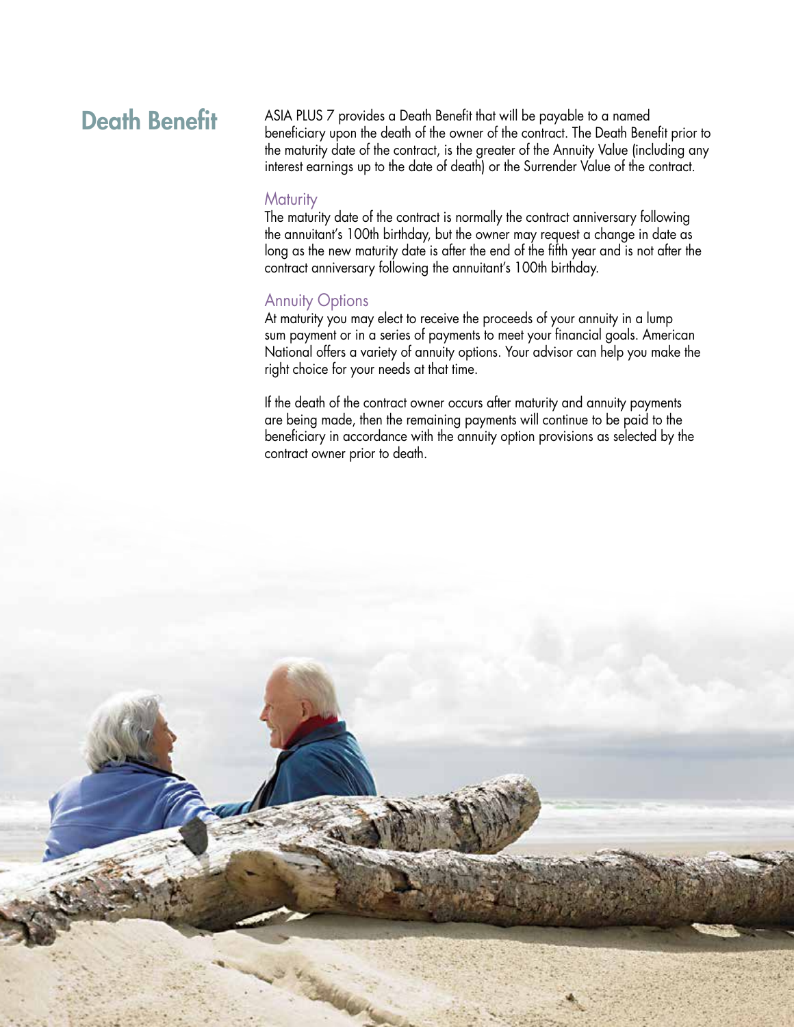## Death Benefit

ASIA PLUS 7 provides a Death Benefit that will be payable to a named beneficiary upon the death of the owner of the contract. The Death Benefit prior to the maturity date of the contract, is the greater of the Annuity Value (including any interest earnings up to the date of death) or the Surrender Value of the contract.

### Maturity

The maturity date of the contract is normally the contract anniversary following the annuitant's 100th birthday, but the owner may request a change in date as long as the new maturity date is after the end of the fifth year and is not after the contract anniversary following the annuitant's 100th birthday.

### Annuity Options

At maturity you may elect to receive the proceeds of your annuity in a lump sum payment or in a series of payments to meet your financial goals. American National offers a variety of annuity options. Your advisor can help you make the right choice for your needs at that time.

If the death of the contract owner occurs after maturity and annuity payments are being made, then the remaining payments will continue to be paid to the beneficiary in accordance with the annuity option provisions as selected by the contract owner prior to death.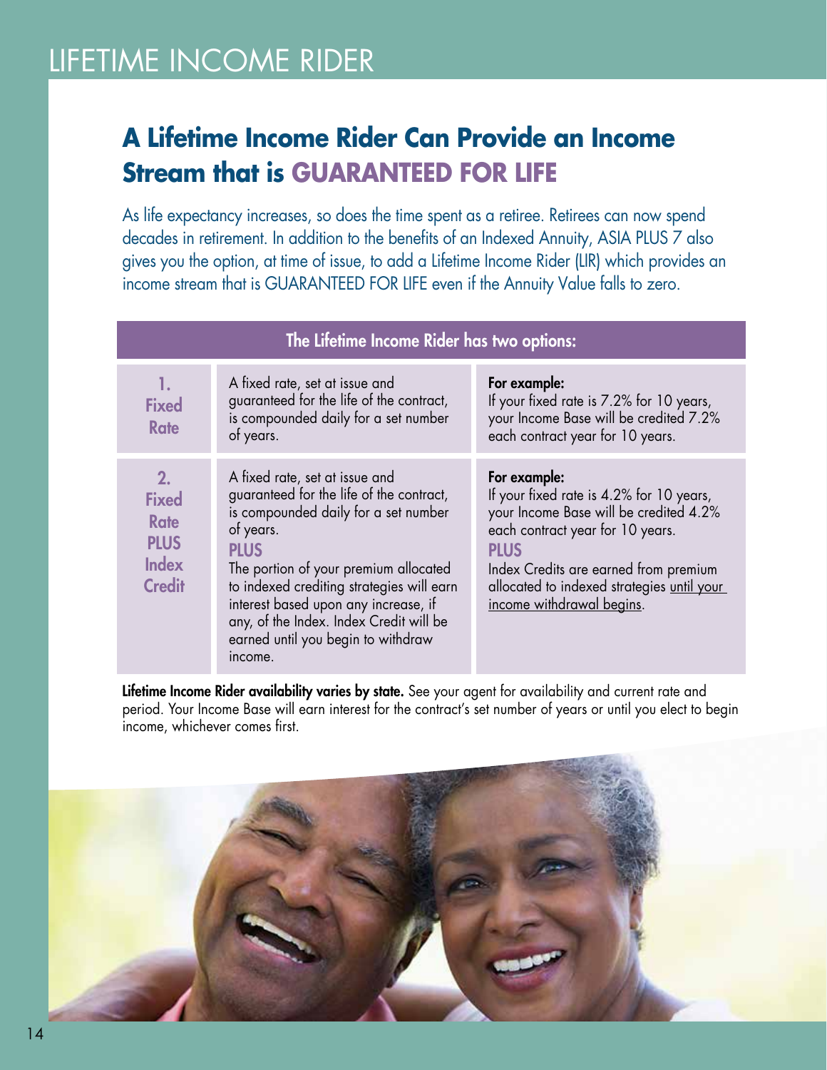# LIFETIME INCOME RIDER

## A Lifetime Income Rider Can Provide an Income Stream that is GUARANTEED FOR LIFE

As life expectancy increases, so does the time spent as a retiree. Retirees can now spend decades in retirement. In addition to the benefits of an Indexed Annuity, ASIA PLUS 7 also gives you the option, at time of issue, to add a Lifetime Income Rider (LIR) which provides an income stream that is GUARANTEED FOR LIFE even if the Annuity Value falls to zero.

**The Lifetime Income Rider has two options:**

| | | |
|---|---|---|
| **1. Fixed Rate** | A fixed rate, set at issue and guaranteed for the life of the contract, is compounded daily for a set number of years. | **For example:** If your fixed rate is 7.2% for 10 years, your Income Base will be credited 7.2% each contract year for 10 years. |
| **2. Fixed Rate PLUS Index Credit** | A fixed rate, set at issue and guaranteed for the life of the contract, is compounded daily for a set number of years. **PLUS** The portion of your premium allocated to indexed crediting strategies will earn interest based upon any increase, if any, of the Index. Index Credit will be earned until you begin to withdraw income. | **For example:** If your fixed rate is 4.2% for 10 years, your Income Base will be credited 4.2% each contract year for 10 years. **PLUS** Index Credits are earned from premium allocated to indexed strategies until your income withdrawal begins. |

**Lifetime Income Rider availability varies by state.** See your agent for availability and current rate and period. Your Income Base will earn interest for the contract's set number of years or until you elect to begin income, whichever comes first.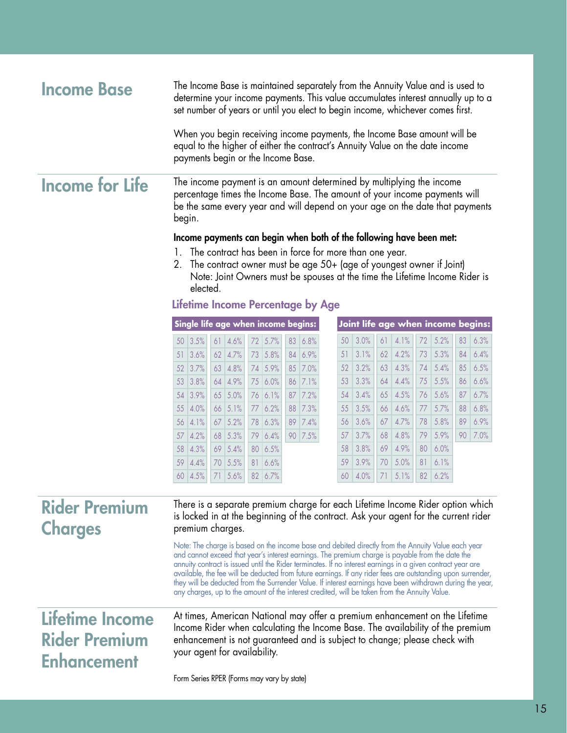## Income Base

The Income Base is maintained separately from the Annuity Value and is used to determine your income payments. This value accumulates interest annually up to a set number of years or until you elect to begin income, whichever comes first.

When you begin receiving income payments, the Income Base amount will be equal to the higher of either the contract's Annuity Value on the date income payments begin or the Income Base.

## Income for Life

The income payment is an amount determined by multiplying the income percentage times the Income Base. The amount of your income payments will be the same every year and will depend on your age on the date that payments begin.

**Income payments can begin when both of the following have been met:**

1. The contract has been in force for more than one year.
2. The contract owner must be age 50+ (age of youngest owner if Joint) Note: Joint Owners must be spouses at the time the Lifetime Income Rider is elected.

### Lifetime Income Percentage by Age

**Single life age when income begins:**

| Age | % | Age | % | Age | % | Age | % |
|---|---|---|---|---|---|---|---|
| 50 | 3.5% | 61 | 4.6% | 72 | 5.7% | 83 | 6.8% |
| 51 | 3.6% | 62 | 4.7% | 73 | 5.8% | 84 | 6.9% |
| 52 | 3.7% | 63 | 4.8% | 74 | 5.9% | 85 | 7.0% |
| 53 | 3.8% | 64 | 4.9% | 75 | 6.0% | 86 | 7.1% |
| 54 | 3.9% | 65 | 5.0% | 76 | 6.1% | 87 | 7.2% |
| 55 | 4.0% | 66 | 5.1% | 77 | 6.2% | 88 | 7.3% |
| 56 | 4.1% | 67 | 5.2% | 78 | 6.3% | 89 | 7.4% |
| 57 | 4.2% | 68 | 5.3% | 79 | 6.4% | 90 | 7.5% |
| 58 | 4.3% | 69 | 5.4% | 80 | 6.5% | | |
| 59 | 4.4% | 70 | 5.5% | 81 | 6.6% | | |
| 60 | 4.5% | 71 | 5.6% | 82 | 6.7% | | |

**Joint life age when income begins:**

| Age | % | Age | % | Age | % | Age | % |
|---|---|---|---|---|---|---|---|
| 50 | 3.0% | 61 | 4.1% | 72 | 5.2% | 83 | 6.3% |
| 51 | 3.1% | 62 | 4.2% | 73 | 5.3% | 84 | 6.4% |
| 52 | 3.2% | 63 | 4.3% | 74 | 5.4% | 85 | 6.5% |
| 53 | 3.3% | 64 | 4.4% | 75 | 5.5% | 86 | 6.6% |
| 54 | 3.4% | 65 | 4.5% | 76 | 5.6% | 87 | 6.7% |
| 55 | 3.5% | 66 | 4.6% | 77 | 5.7% | 88 | 6.8% |
| 56 | 3.6% | 67 | 4.7% | 78 | 5.8% | 89 | 6.9% |
| 57 | 3.7% | 68 | 4.8% | 79 | 5.9% | 90 | 7.0% |
| 58 | 3.8% | 69 | 4.9% | 80 | 6.0% | | |
| 59 | 3.9% | 70 | 5.0% | 81 | 6.1% | | |
| 60 | 4.0% | 71 | 5.1% | 82 | 6.2% | | |

## Rider Premium Charges

There is a separate premium charge for each Lifetime Income Rider option which is locked in at the beginning of the contract. Ask your agent for the current rider premium charges.

Note: The charge is based on the income base and debited directly from the Annuity Value each year and cannot exceed that year's interest earnings. The premium charge is payable from the date the annuity contract is issued until the Rider terminates. If no interest earnings in a given contract year are available, the fee will be deducted from future earnings. If any rider fees are outstanding upon surrender, they will be deducted from the Surrender Value. If interest earnings have been withdrawn during the year, any charges, up to the amount of the interest credited, will be taken from the Annuity Value.

## Lifetime Income Rider Premium Enhancement

At times, American National may offer a premium enhancement on the Lifetime Income Rider when calculating the Income Base. The availability of the premium enhancement is not guaranteed and is subject to change; please check with your agent for availability.

Form Series RPER (Forms may vary by state)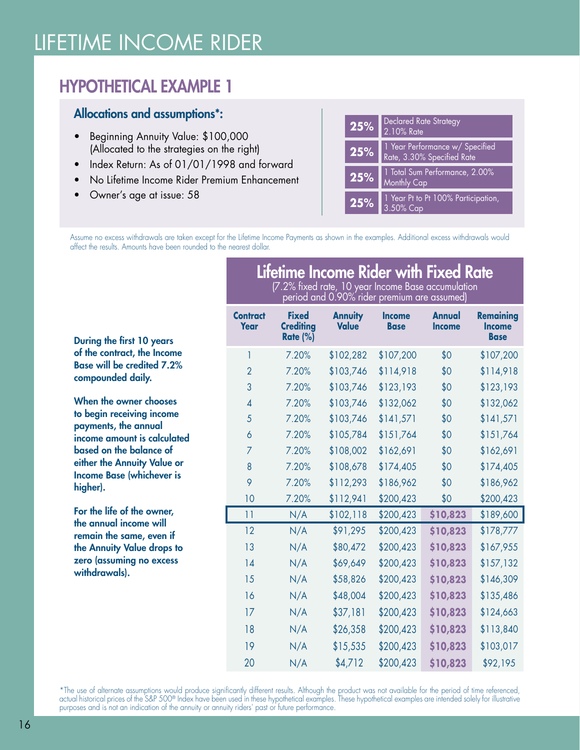# LIFETIME INCOME RIDER

## HYPOTHETICAL EXAMPLE 1

### Allocations and assumptions*:

- Beginning Annuity Value: $100,000 (Allocated to the strategies on the right)
- Index Return: As of 01/01/1998 and forward
- No Lifetime Income Rider Premium Enhancement
- Owner's age at issue: 58

| | |
|---|---|
| 25% | Declared Rate Strategy 2.10% Rate |
| 25% | 1 Year Performance w/ Specified Rate, 3.30% Specified Rate |
| 25% | 1 Total Sum Performance, 2.00% Monthly Cap |
| 25% | 1 Year Pt to Pt 100% Participation, 3.50% Cap |

Assume no excess withdrawals are taken except for the Lifetime Income Payments as shown in the examples. Additional excess withdrawals would affect the results. Amounts have been rounded to the nearest dollar.

**During the first 10 years of the contract, the Income Base will be credited 7.2% compounded daily.**

**When the owner chooses to begin receiving income payments, the annual income amount is calculated based on the balance of either the Annuity Value or Income Base (whichever is higher).**

**For the life of the owner, the annual income will remain the same, even if the Annuity Value drops to zero (assuming no excess withdrawals).**

### Lifetime Income Rider with Fixed Rate

(7.2% fixed rate, 10 year Income Base accumulation period and 0.90% rider premium are assumed)

| Contract Year | Fixed Crediting Rate (%) | Annuity Value | Income Base | Annual Income | Remaining Income Base |
|---|---|---|---|---|---|
| 1 | 7.20% | $102,282 | $107,200 | $0 | $107,200 |
| 2 | 7.20% | $103,746 | $114,918 | $0 | $114,918 |
| 3 | 7.20% | $103,746 | $123,193 | $0 | $123,193 |
| 4 | 7.20% | $103,746 | $132,062 | $0 | $132,062 |
| 5 | 7.20% | $103,746 | $141,571 | $0 | $141,571 |
| 6 | 7.20% | $105,784 | $151,764 | $0 | $151,764 |
| 7 | 7.20% | $108,002 | $162,691 | $0 | $162,691 |
| 8 | 7.20% | $108,678 | $174,405 | $0 | $174,405 |
| 9 | 7.20% | $112,293 | $186,962 | $0 | $186,962 |
| 10 | 7.20% | $112,941 | $200,423 | $0 | $200,423 |
| 11 | N/A | $102,118 | $200,423 | **$10,823** | $189,600 |
| 12 | N/A | $91,295 | $200,423 | **$10,823** | $178,777 |
| 13 | N/A | $80,472 | $200,423 | **$10,823** | $167,955 |
| 14 | N/A | $69,649 | $200,423 | **$10,823** | $157,132 |
| 15 | N/A | $58,826 | $200,423 | **$10,823** | $146,309 |
| 16 | N/A | $48,004 | $200,423 | **$10,823** | $135,486 |
| 17 | N/A | $37,181 | $200,423 | **$10,823** | $124,663 |
| 18 | N/A | $26,358 | $200,423 | **$10,823** | $113,840 |
| 19 | N/A | $15,535 | $200,423 | **$10,823** | $103,017 |
| 20 | N/A | $4,712 | $200,423 | **$10,823** | $92,195 |

*The use of alternate assumptions would produce significantly different results. Although the product was not available for the period of time referenced, actual historical prices of the S&P 500® Index have been used in these hypothetical examples. These hypothetical examples are intended solely for illustrative purposes and is not an indication of the annuity or annuity riders' past or future performance.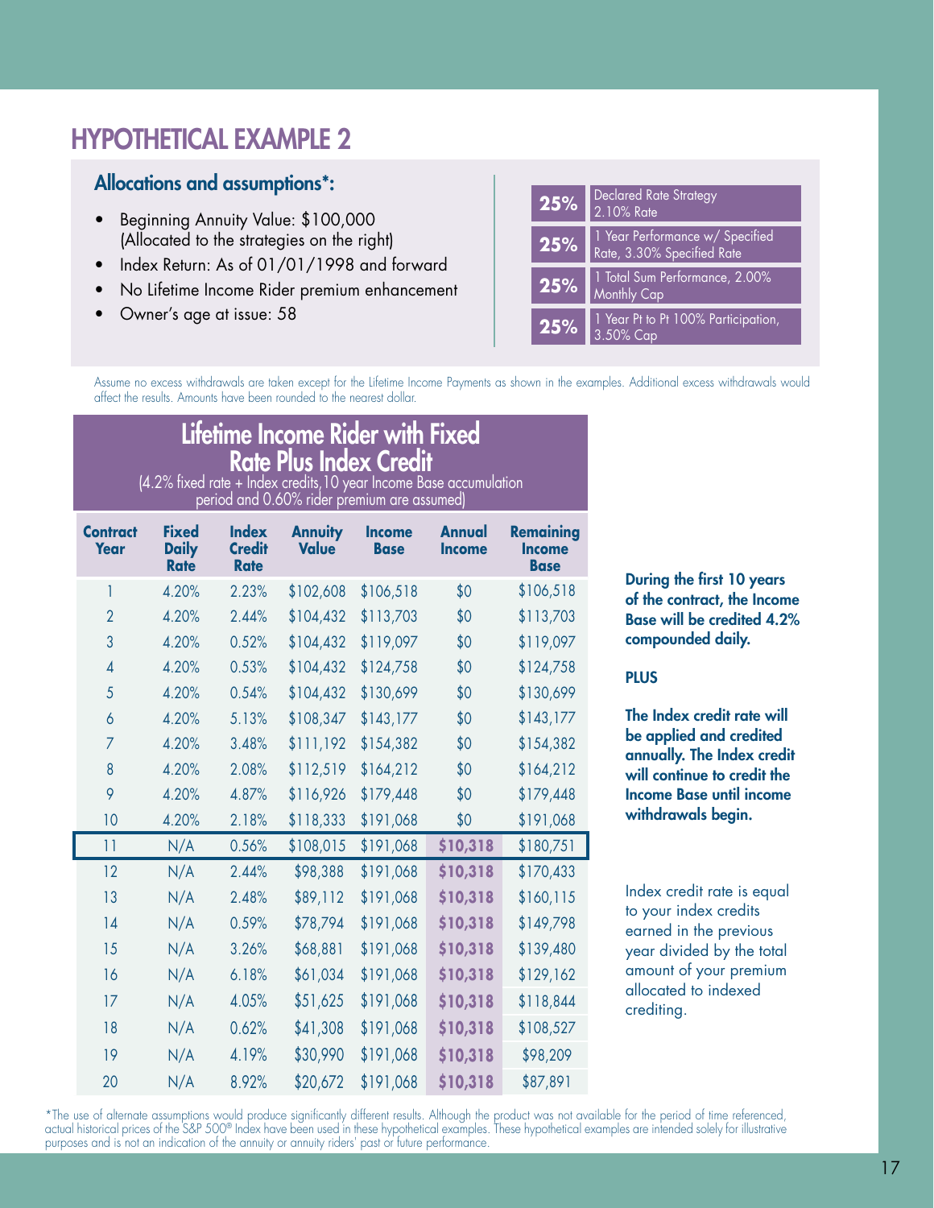# HYPOTHETICAL EXAMPLE 2

## Allocations and assumptions*:

- Beginning Annuity Value: $100,000 (Allocated to the strategies on the right)
- Index Return: As of 01/01/1998 and forward
- No Lifetime Income Rider premium enhancement
- Owner's age at issue: 58

| | |
|---|---|
| 25% | Declared Rate Strategy 2.10% Rate |
| 25% | 1 Year Performance w/ Specified Rate, 3.30% Specified Rate |
| 25% | 1 Total Sum Performance, 2.00% Monthly Cap |
| 25% | 1 Year Pt to Pt 100% Participation, 3.50% Cap |

Assume no excess withdrawals are taken except for the Lifetime Income Payments as shown in the examples. Additional excess withdrawals would affect the results. Amounts have been rounded to the nearest dollar.

## Lifetime Income Rider with Fixed Rate Plus Index Credit

(4.2% fixed rate + Index credits,10 year Income Base accumulation period and 0.60% rider premium are assumed)

| Contract Year | Fixed Daily Rate | Index Credit Rate | Annuity Value | Income Base | Annual Income | Remaining Income Base |
|---|---|---|---|---|---|---|
| 1 | 4.20% | 2.23% | $102,608 | $106,518 | $0 | $106,518 |
| 2 | 4.20% | 2.44% | $104,432 | $113,703 | $0 | $113,703 |
| 3 | 4.20% | 0.52% | $104,432 | $119,097 | $0 | $119,097 |
| 4 | 4.20% | 0.53% | $104,432 | $124,758 | $0 | $124,758 |
| 5 | 4.20% | 0.54% | $104,432 | $130,699 | $0 | $130,699 |
| 6 | 4.20% | 5.13% | $108,347 | $143,177 | $0 | $143,177 |
| 7 | 4.20% | 3.48% | $111,192 | $154,382 | $0 | $154,382 |
| 8 | 4.20% | 2.08% | $112,519 | $164,212 | $0 | $164,212 |
| 9 | 4.20% | 4.87% | $116,926 | $179,448 | $0 | $179,448 |
| 10 | 4.20% | 2.18% | $118,333 | $191,068 | $0 | $191,068 |
| 11 | N/A | 0.56% | $108,015 | $191,068 | **$10,318** | $180,751 |
| 12 | N/A | 2.44% | $98,388 | $191,068 | **$10,318** | $170,433 |
| 13 | N/A | 2.48% | $89,112 | $191,068 | **$10,318** | $160,115 |
| 14 | N/A | 0.59% | $78,794 | $191,068 | **$10,318** | $149,798 |
| 15 | N/A | 3.26% | $68,881 | $191,068 | **$10,318** | $139,480 |
| 16 | N/A | 6.18% | $61,034 | $191,068 | **$10,318** | $129,162 |
| 17 | N/A | 4.05% | $51,625 | $191,068 | **$10,318** | $118,844 |
| 18 | N/A | 0.62% | $41,308 | $191,068 | **$10,318** | $108,527 |
| 19 | N/A | 4.19% | $30,990 | $191,068 | **$10,318** | $98,209 |
| 20 | N/A | 8.92% | $20,672 | $191,068 | **$10,318** | $87,891 |

**During the first 10 years of the contract, the Income Base will be credited 4.2% compounded daily.**

**PLUS**

**The Index credit rate will be applied and credited annually. The Index credit will continue to credit the Income Base until income withdrawals begin.**

Index credit rate is equal to your index credits earned in the previous year divided by the total amount of your premium allocated to indexed crediting.

*The use of alternate assumptions would produce significantly different results. Although the product was not available for the period of time referenced, actual historical prices of the S&P 500® Index have been used in these hypothetical examples. These hypothetical examples are intended solely for illustrative purposes and is not an indication of the annuity or annuity riders' past or future performance.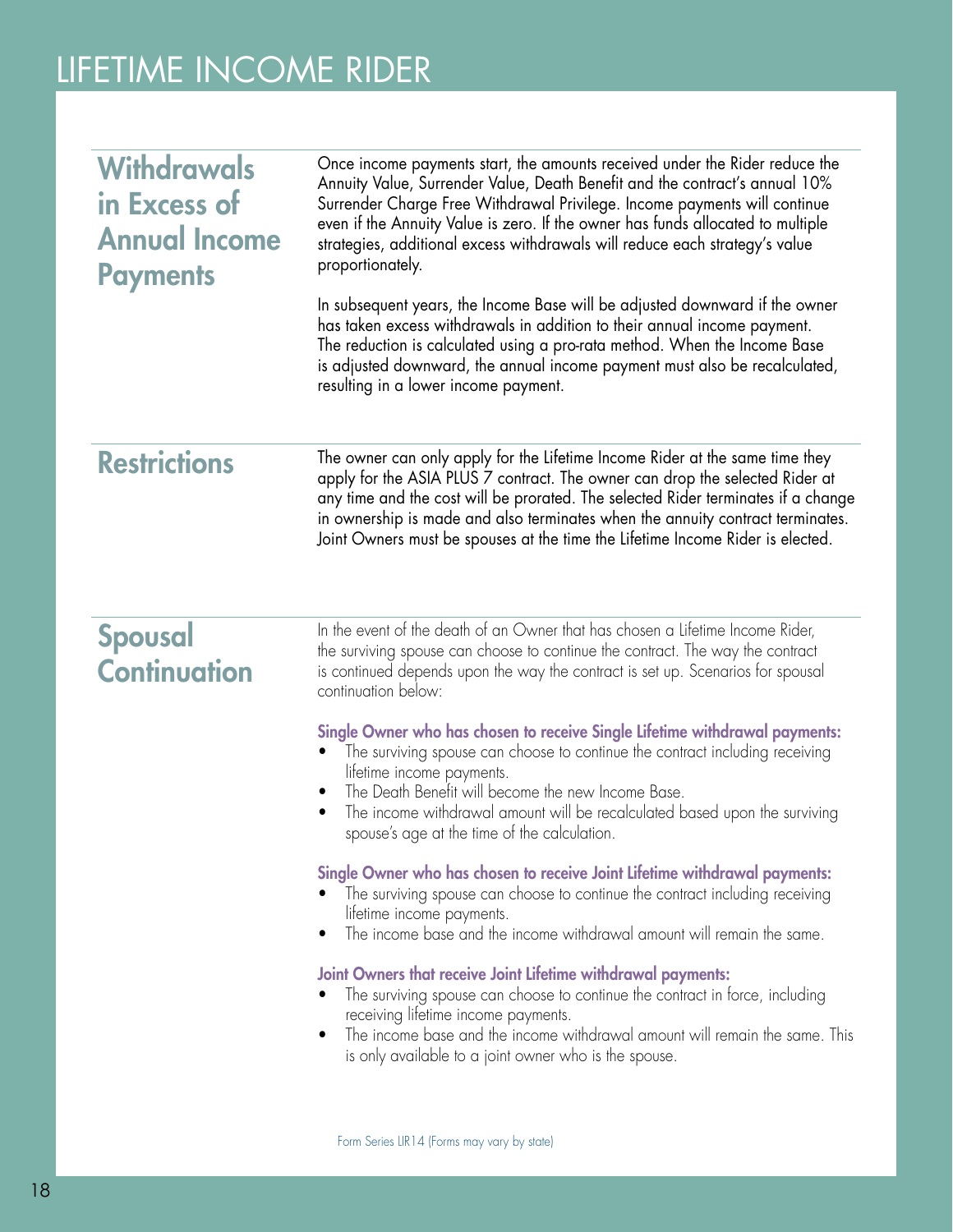# LIFETIME INCOME RIDER

## Withdrawals in Excess of Annual Income Payments

Once income payments start, the amounts received under the Rider reduce the Annuity Value, Surrender Value, Death Benefit and the contract's annual 10% Surrender Charge Free Withdrawal Privilege. Income payments will continue even if the Annuity Value is zero. If the owner has funds allocated to multiple strategies, additional excess withdrawals will reduce each strategy's value proportionately.

In subsequent years, the Income Base will be adjusted downward if the owner has taken excess withdrawals in addition to their annual income payment. The reduction is calculated using a pro-rata method. When the Income Base is adjusted downward, the annual income payment must also be recalculated, resulting in a lower income payment.

## Restrictions

The owner can only apply for the Lifetime Income Rider at the same time they apply for the ASIA PLUS 7 contract. The owner can drop the selected Rider at any time and the cost will be prorated. The selected Rider terminates if a change in ownership is made and also terminates when the annuity contract terminates. Joint Owners must be spouses at the time the Lifetime Income Rider is elected.

## Spousal Continuation

In the event of the death of an Owner that has chosen a Lifetime Income Rider, the surviving spouse can choose to continue the contract. The way the contract is continued depends upon the way the contract is set up. Scenarios for spousal continuation below:

**Single Owner who has chosen to receive Single Lifetime withdrawal payments:**

- The surviving spouse can choose to continue the contract including receiving lifetime income payments.
- The Death Benefit will become the new Income Base.
- The income withdrawal amount will be recalculated based upon the surviving spouse's age at the time of the calculation.

**Single Owner who has chosen to receive Joint Lifetime withdrawal payments:**

- The surviving spouse can choose to continue the contract including receiving lifetime income payments.
- The income base and the income withdrawal amount will remain the same.

**Joint Owners that receive Joint Lifetime withdrawal payments:**

- The surviving spouse can choose to continue the contract in force, including receiving lifetime income payments.
- The income base and the income withdrawal amount will remain the same. This is only available to a joint owner who is the spouse.

Form Series LIR14 (Forms may vary by state)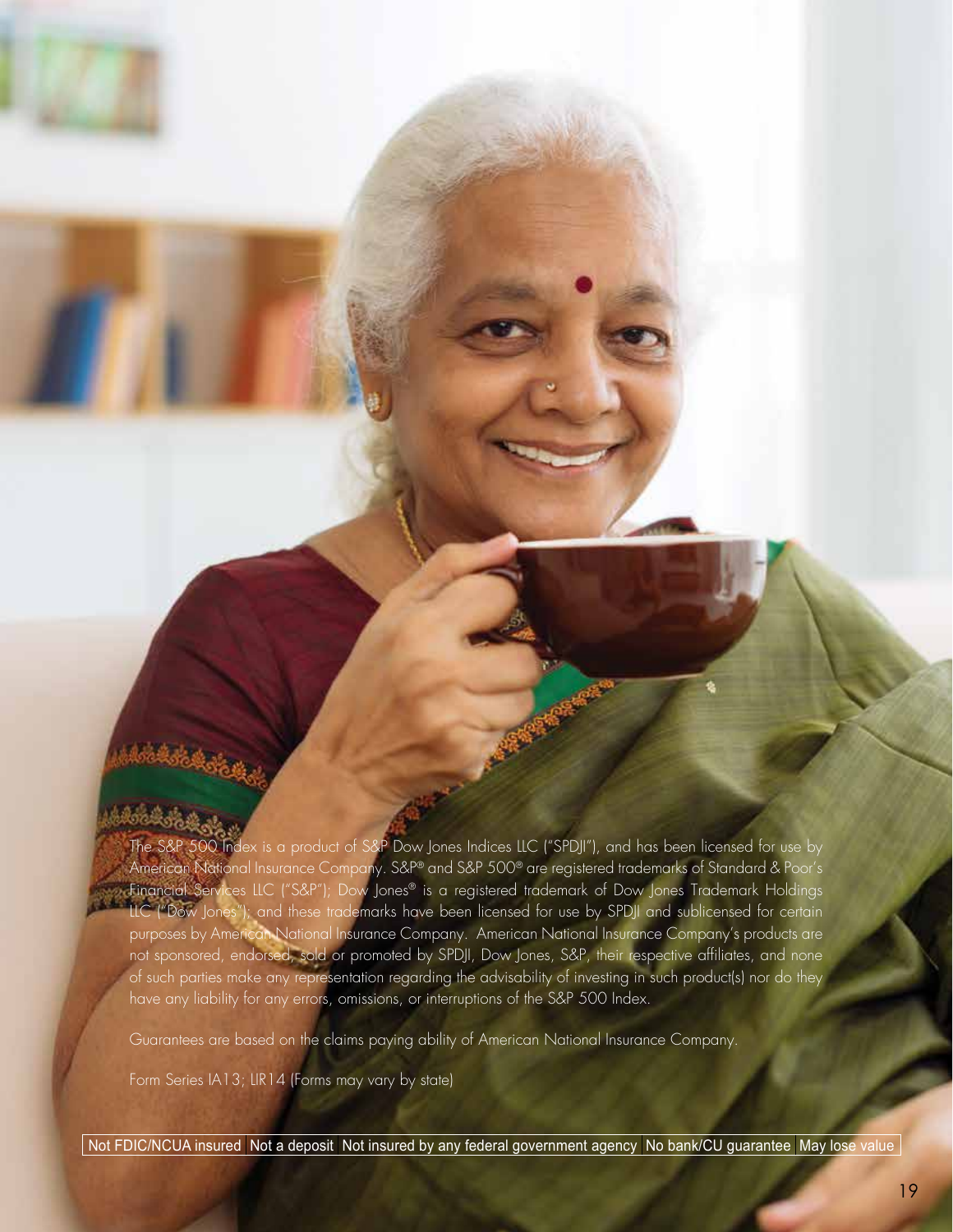The S&P 500 Index is a product of S&P Dow Jones Indices LLC ("SPDJI"), and has been licensed for use by American National Insurance Company. S&P® and S&P 500® are registered trademarks of Standard & Poor's Financial Services LLC ("S&P"); Dow Jones® is a registered trademark of Dow Jones Trademark Holdings LLC ("Dow Jones"); and these trademarks have been licensed for use by SPDJI and sublicensed for certain purposes by American National Insurance Company. American National Insurance Company's products are not sponsored, endorsed, sold or promoted by SPDJI, Dow Jones, S&P, their respective affiliates, and none of such parties make any representation regarding the advisability of investing in such product(s) nor do they have any liability for any errors, omissions, or interruptions of the S&P 500 Index.

Guarantees are based on the claims paying ability of American National Insurance Company.

Form Series IA13; LIR14 (Forms may vary by state)

| Not FDIC/NCUA insured | Not a deposit | Not insured by any federal government agency | No bank/CU guarantee | May lose value |
| --- | --- | --- | --- | --- |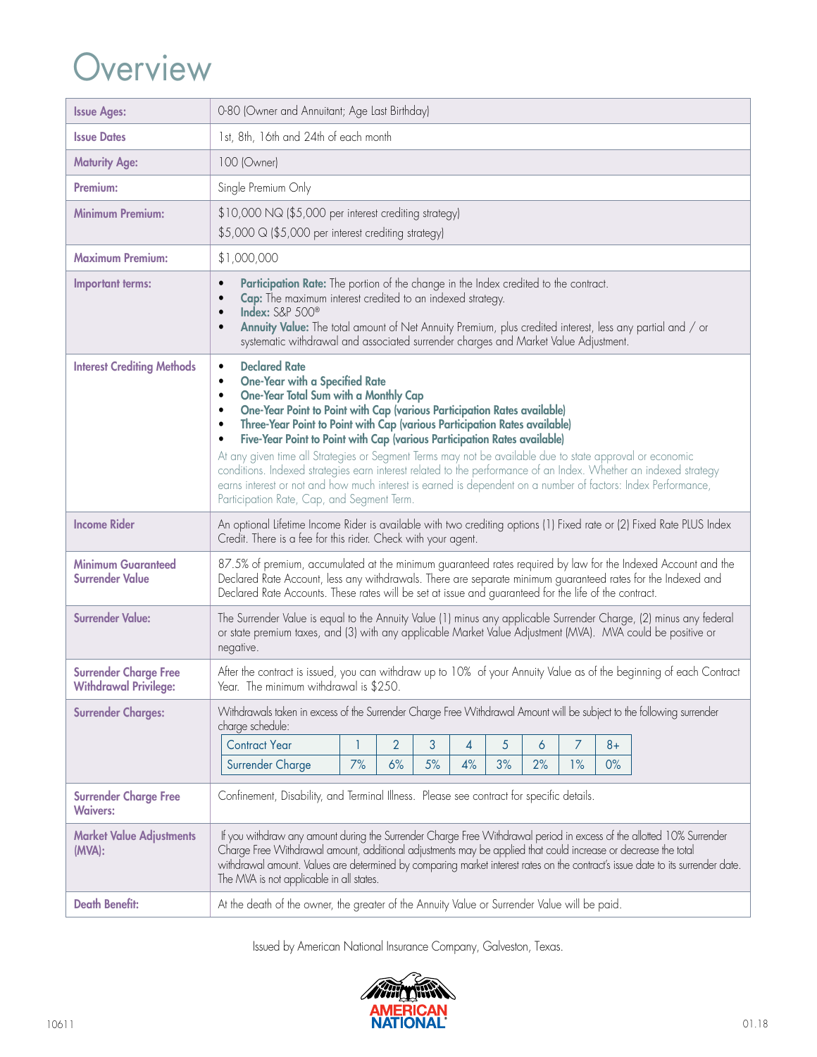# Overview

| | |
|---|---|
| **Issue Ages:** | 0-80 (Owner and Annuitant; Age Last Birthday) |
| **Issue Dates** | 1st, 8th, 16th and 24th of each month |
| **Maturity Age:** | 100 (Owner) |
| **Premium:** | Single Premium Only |
| **Minimum Premium:** | $10,000 NQ ($5,000 per interest crediting strategy)<br>$5,000 Q ($5,000 per interest crediting strategy) |
| **Maximum Premium:** | $1,000,000 |
| **Important terms:** | • **Participation Rate:** The portion of the change in the Index credited to the contract.<br>• **Cap:** The maximum interest credited to an indexed strategy.<br>• **Index:** S&P 500®<br>• **Annuity Value:** The total amount of Net Annuity Premium, plus credited interest, less any partial and / or systematic withdrawal and associated surrender charges and Market Value Adjustment. |
| **Interest Crediting Methods** | • **Declared Rate**<br>• **One-Year with a Specified Rate**<br>• **One-Year Total Sum with a Monthly Cap**<br>• **One-Year Point to Point with Cap (various Participation Rates available)**<br>• **Three-Year Point to Point with Cap (various Participation Rates available)**<br>• **Five-Year Point to Point with Cap (various Participation Rates available)**<br>At any given time all Strategies or Segment Terms may not be available due to state approval or economic conditions. Indexed strategies earn interest related to the performance of an Index. Whether an indexed strategy earns interest or not and how much interest is earned is dependent on a number of factors: Index Performance, Participation Rate, Cap, and Segment Term. |
| **Income Rider** | An optional Lifetime Income Rider is available with two crediting options (1) Fixed rate or (2) Fixed Rate PLUS Index Credit. There is a fee for this rider. Check with your agent. |
| **Minimum Guaranteed Surrender Value** | 87.5% of premium, accumulated at the minimum guaranteed rates required by law for the Indexed Account and the Declared Rate Account, less any withdrawals. There are separate minimum guaranteed rates for the Indexed and Declared Rate Accounts. These rates will be set at issue and guaranteed for the life of the contract. |
| **Surrender Value:** | The Surrender Value is equal to the Annuity Value (1) minus any applicable Surrender Charge, (2) minus any federal or state premium taxes, and (3) with any applicable Market Value Adjustment (MVA). MVA could be positive or negative. |
| **Surrender Charge Free Withdrawal Privilege:** | After the contract is issued, you can withdraw up to 10% of your Annuity Value as of the beginning of each Contract Year. The minimum withdrawal is $250. |
| **Surrender Charges:** | Withdrawals taken in excess of the Surrender Charge Free Withdrawal Amount will be subject to the following surrender charge schedule:<br>Contract Year: 1 / 2 / 3 / 4 / 5 / 6 / 7 / 8+<br>Surrender Charge: 7% / 6% / 5% / 4% / 3% / 2% / 1% / 0% |
| **Surrender Charge Free Waivers:** | Confinement, Disability, and Terminal Illness. Please see contract for specific details. |
| **Market Value Adjustments (MVA):** | If you withdraw any amount during the Surrender Charge Free Withdrawal period in excess of the allotted 10% Surrender Charge Free Withdrawal amount, additional adjustments may be applied that could increase or decrease the total withdrawal amount. Values are determined by comparing market interest rates on the contract's issue date to its surrender date. The MVA is not applicable in all states. |
| **Death Benefit:** | At the death of the owner, the greater of the Annuity Value or Surrender Value will be paid. |

| Contract Year | 1 | 2 | 3 | 4 | 5 | 6 | 7 | 8+ |
|---|---|---|---|---|---|---|---|---|
| Surrender Charge | 7% | 6% | 5% | 4% | 3% | 2% | 1% | 0% |

Issued by American National Insurance Company, Galveston, Texas.

AMERICAN NATIONAL

10611

01.18